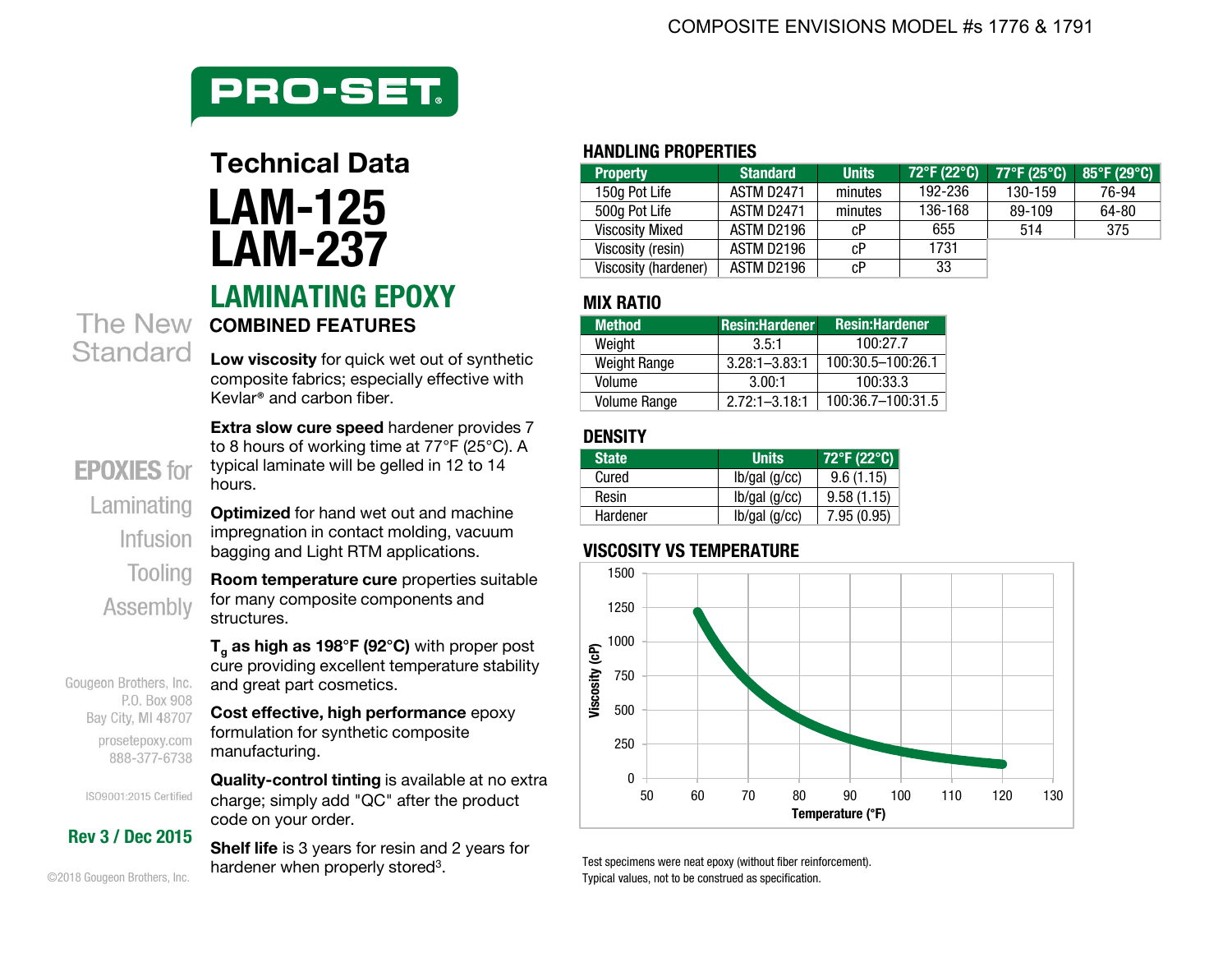COMPOSITE ENVISIONS MODEL #s 1776 & 1791

PRO-SET®

# Technical Data

# LAM-125
# LAM-237

## LAMINATING EPOXY

The New Standard

### COMBINED FEATURES

**Low viscosity** for quick wet out of synthetic composite fabrics; especially effective with Kevlar® and carbon fiber.

**Extra slow cure speed** hardener provides 7 to 8 hours of working time at 77°F (25°C). A typical laminate will be gelled in 12 to 14 hours.

**Optimized** for hand wet out and machine impregnation in contact molding, vacuum bagging and Light RTM applications.

**Room temperature cure** properties suitable for many composite components and structures.

**$T_g$ as high as 198°F (92°C)** with proper post cure providing excellent temperature stability and great part cosmetics.

**Cost effective, high performance** epoxy formulation for synthetic composite manufacturing.

**Quality-control tinting** is available at no extra charge; simply add "QC" after the product code on your order.

**Shelf life** is 3 years for resin and 2 years for hardener when properly stored[3].

EPOXIES for
Laminating
Infusion
Tooling
Assembly

Gougeon Brothers, Inc.
P.O. Box 908
Bay City, MI 48707
prosetepoxy.com
888-377-6738

ISO9001:2015 Certified

**Rev 3 / Dec 2015**

©2018 Gougeon Brothers, Inc.

### HANDLING PROPERTIES

| Property | Standard | Units | 72°F (22°C) | 77°F (25°C) | 85°F (29°C) |
|---|---|---|---|---|---|
| 150g Pot Life | ASTM D2471 | minutes | 192-236 | 130-159 | 76-94 |
| 500g Pot Life | ASTM D2471 | minutes | 136-168 | 89-109 | 64-80 |
| Viscosity Mixed | ASTM D2196 | cP | 655 | 514 | 375 |
| Viscosity (resin) | ASTM D2196 | cP | 1731 | | |
| Viscosity (hardener) | ASTM D2196 | cP | 33 | | |

### MIX RATIO

| Method | Resin:Hardener | Resin:Hardener |
|---|---|---|
| Weight | 3.5:1 | 100:27.7 |
| Weight Range | 3.28:1–3.83:1 | 100:30.5–100:26.1 |
| Volume | 3.00:1 | 100:33.3 |
| Volume Range | 2.72:1–3.18:1 | 100:36.7–100:31.5 |

### DENSITY

| State | Units | 72°F (22°C) |
|---|---|---|
| Cured | lb/gal (g/cc) | 9.6 (1.15) |
| Resin | lb/gal (g/cc) | 9.58 (1.15) |
| Hardener | lb/gal (g/cc) | 7.95 (0.95) |

### VISCOSITY VS TEMPERATURE

Viscosity (cP) vs Temperature (°F)

Test specimens were neat epoxy (without fiber reinforcement).
Typical values, not to be construed as specification.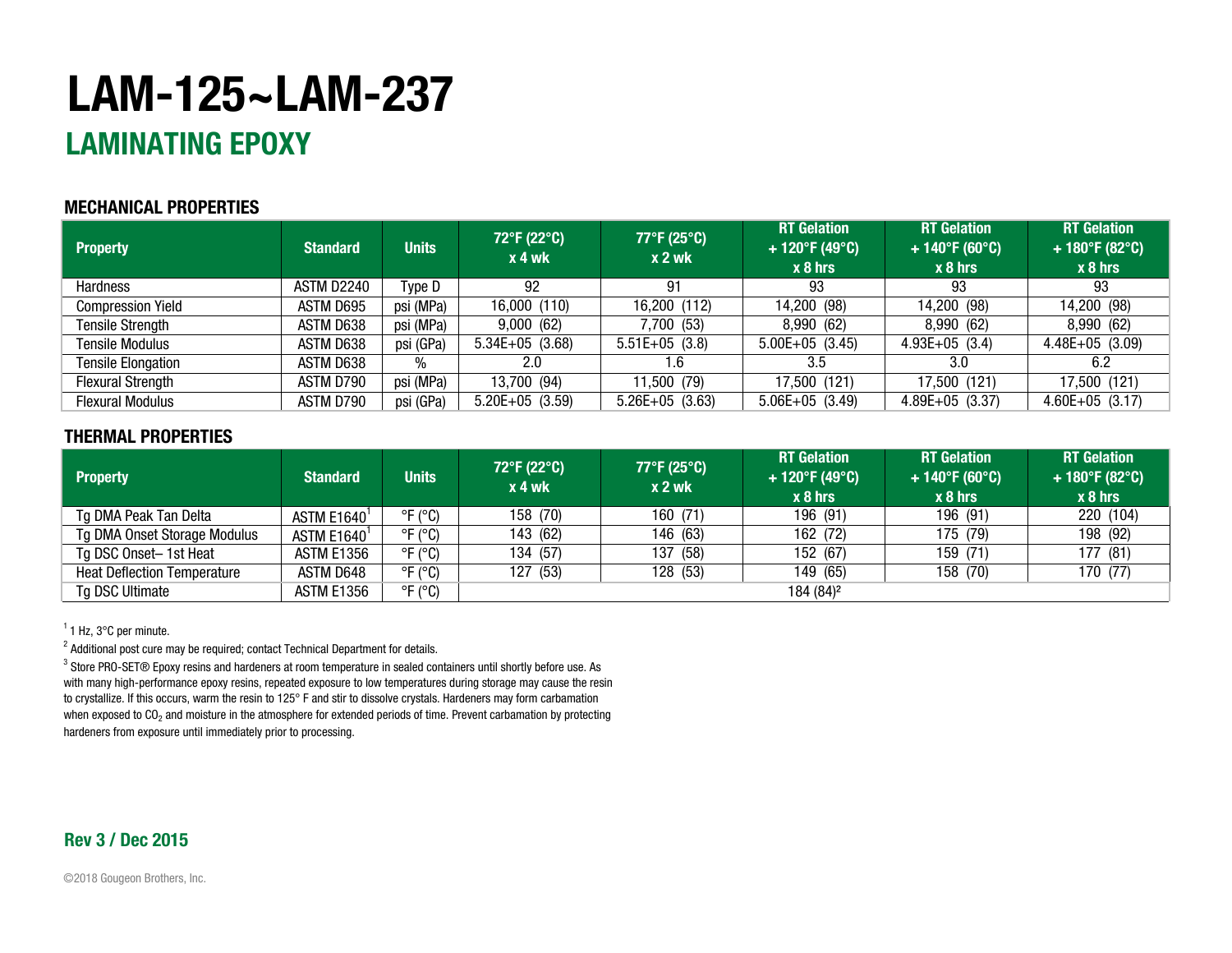# LAM-125~LAM-237

## LAMINATING EPOXY

### MECHANICAL PROPERTIES

| Property | Standard | Units | 72°F (22°C) x 4 wk | 77°F (25°C) x 2 wk | RT Gelation + 120°F (49°C) x 8 hrs | RT Gelation + 140°F (60°C) x 8 hrs | RT Gelation + 180°F (82°C) x 8 hrs |
|---|---|---|---|---|---|---|---|
| Hardness | ASTM D2240 | Type D | 92 | 91 | 93 | 93 | 93 |
| Compression Yield | ASTM D695 | psi (MPa) | 16,000 (110) | 16,200 (112) | 14,200 (98) | 14,200 (98) | 14,200 (98) |
| Tensile Strength | ASTM D638 | psi (MPa) | 9,000 (62) | 7,700 (53) | 8,990 (62) | 8,990 (62) | 8,990 (62) |
| Tensile Modulus | ASTM D638 | psi (GPa) | 5.34E+05 (3.68) | 5.51E+05 (3.8) | 5.00E+05 (3.45) | 4.93E+05 (3.4) | 4.48E+05 (3.09) |
| Tensile Elongation | ASTM D638 | % | 2.0 | 1.6 | 3.5 | 3.0 | 6.2 |
| Flexural Strength | ASTM D790 | psi (MPa) | 13,700 (94) | 11,500 (79) | 17,500 (121) | 17,500 (121) | 17,500 (121) |
| Flexural Modulus | ASTM D790 | psi (GPa) | 5.20E+05 (3.59) | 5.26E+05 (3.63) | 5.06E+05 (3.49) | 4.89E+05 (3.37) | 4.60E+05 (3.17) |

### THERMAL PROPERTIES

| Property | Standard | Units | 72°F (22°C) x 4 wk | 77°F (25°C) x 2 wk | RT Gelation + 120°F (49°C) x 8 hrs | RT Gelation + 140°F (60°C) x 8 hrs | RT Gelation + 180°F (82°C) x 8 hrs |
|---|---|---|---|---|---|---|---|
| Tg DMA Peak Tan Delta | ASTM E1640[1] | °F (°C) | 158 (70) | 160 (71) | 196 (91) | 196 (91) | 220 (104) |
| Tg DMA Onset Storage Modulus | ASTM E1640[1] | °F (°C) | 143 (62) | 146 (63) | 162 (72) | 175 (79) | 198 (92) |
| Tg DSC Onset– 1st Heat | ASTM E1356 | °F (°C) | 134 (57) | 137 (58) | 152 (67) | 159 (71) | 177 (81) |
| Heat Deflection Temperature | ASTM D648 | °F (°C) | 127 (53) | 128 (53) | 149 (65) | 158 (70) | 170 (77) |
| Tg DSC Ultimate | ASTM E1356 | °F (°C) | 184 (84)[2] | | | | |

[1] 1 Hz, 3°C per minute.

[2] Additional post cure may be required; contact Technical Department for details.

[3] Store PRO-SET® Epoxy resins and hardeners at room temperature in sealed containers until shortly before use. As with many high-performance epoxy resins, repeated exposure to low temperatures during storage may cause the resin to crystallize. If this occurs, warm the resin to 125° F and stir to dissolve crystals. Hardeners may form carbamation when exposed to $CO_2$ and moisture in the atmosphere for extended periods of time. Prevent carbamation by protecting hardeners from exposure until immediately prior to processing.

**Rev 3 / Dec 2015**

©2018 Gougeon Brothers, Inc.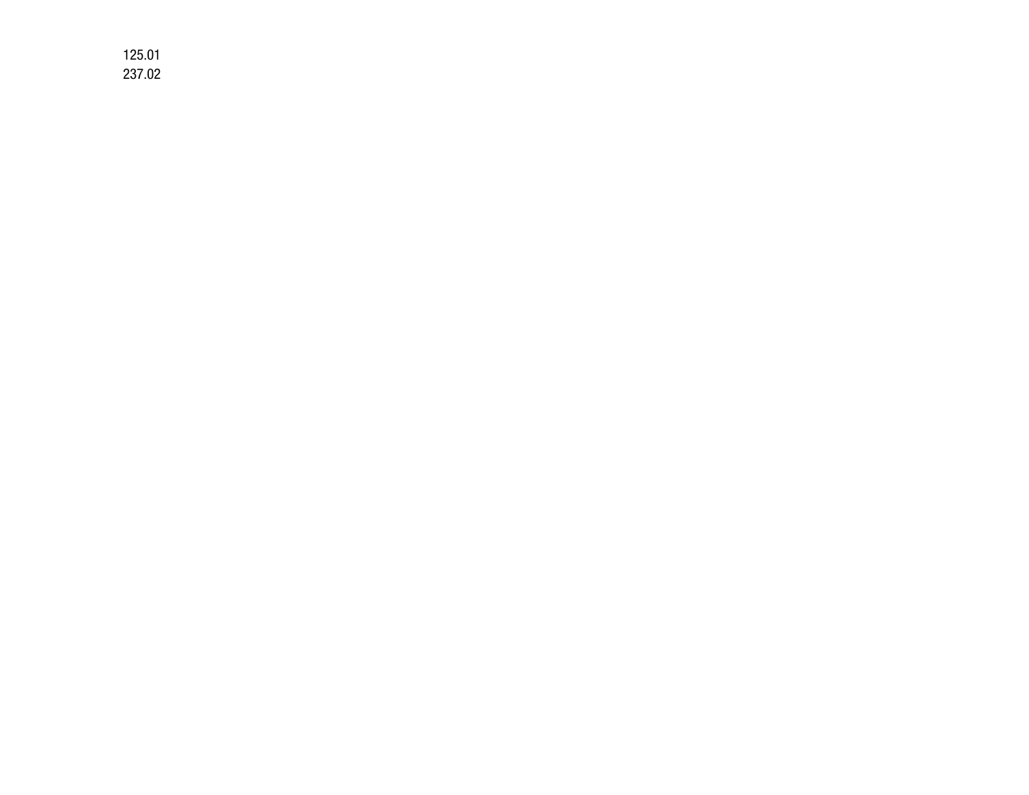125.01
237.02